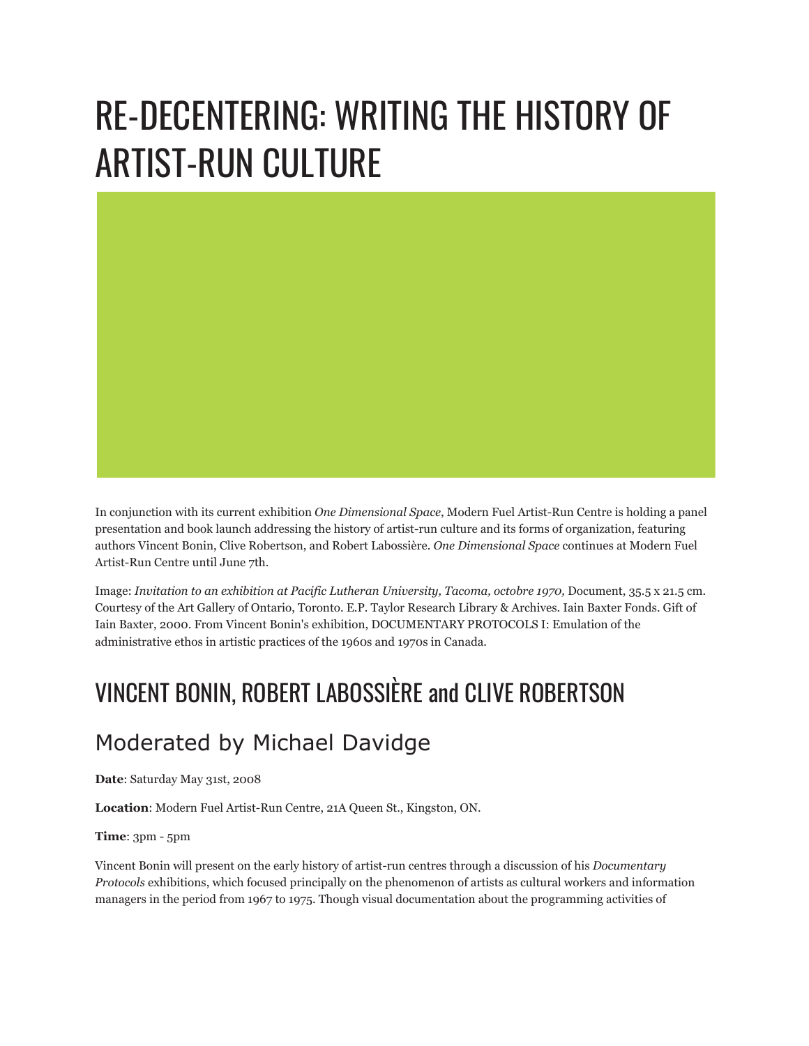# RE-DECENTERING: WRITING THE HISTORY OF ARTIST-RUN CULTURE

In conjunction with its current exhibition *One Dimensional Space*, Modern Fuel Artist-Run Centre is holding a panel presentation and book launch addressing the history of artist-run culture and its forms of organization, featuring authors Vincent Bonin, Clive Robertson, and Robert Labossière. *One Dimensional Space* continues at Modern Fuel Artist-Run Centre until June 7th.

Image: *Invitation to an exhibition at Pacific Lutheran University, Tacoma, octobre 1970,* Document, 35.5 x 21.5 cm. Courtesy of the Art Gallery of Ontario, Toronto. E.P. Taylor Research Library & Archives. Iain Baxter Fonds. Gift of Iain Baxter, 2000. From Vincent Bonin's exhibition, DOCUMENTARY PROTOCOLS I: Emulation of the administrative ethos in artistic practices of the 1960s and 1970s in Canada.

## VINCENT BONIN, ROBERT LABOSSIÈRE and CLIVE ROBERTSON

### Moderated by Michael Davidge

**Date**: Saturday May 31st, 2008

**Location**: Modern Fuel Artist-Run Centre, 21A Queen St., Kingston, ON.

**Time**: 3pm - 5pm

Vincent Bonin will present on the early history of artist-run centres through a discussion of his *Documentary Protocols* exhibitions, which focused principally on the phenomenon of artists as cultural workers and information managers in the period from 1967 to 1975. Though visual documentation about the programming activities of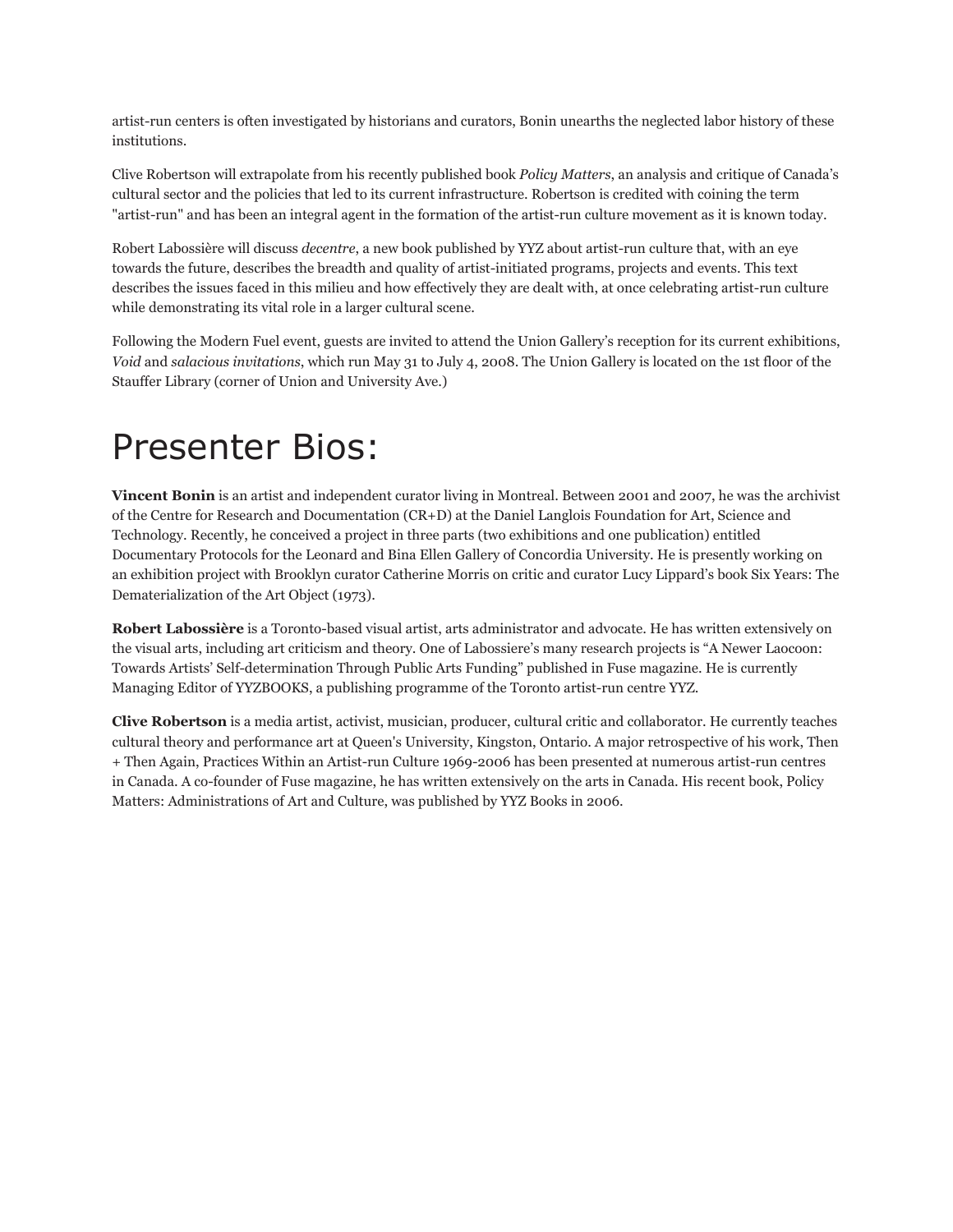artist-run centers is often investigated by historians and curators, Bonin unearths the neglected labor history of these institutions.

Clive Robertson will extrapolate from his recently published book *Policy Matters*, an analysis and critique of Canada's cultural sector and the policies that led to its current infrastructure. Robertson is credited with coining the term "artist-run" and has been an integral agent in the formation of the artist-run culture movement as it is known today.

Robert Labossière will discuss *decentre*, a new book published by YYZ about artist-run culture that, with an eye towards the future, describes the breadth and quality of artist-initiated programs, projects and events. This text describes the issues faced in this milieu and how effectively they are dealt with, at once celebrating artist-run culture while demonstrating its vital role in a larger cultural scene.

Following the Modern Fuel event, guests are invited to attend the Union Gallery's reception for its current exhibitions, *Void* and *salacious invitations*, which run May 31 to July 4, 2008. The Union Gallery is located on the 1st floor of the Stauffer Library (corner of Union and University Ave.)

# Presenter Bios:

**Vincent Bonin** is an artist and independent curator living in Montreal. Between 2001 and 2007, he was the archivist of the Centre for Research and Documentation (CR+D) at the Daniel Langlois Foundation for Art, Science and Technology. Recently, he conceived a project in three parts (two exhibitions and one publication) entitled Documentary Protocols for the Leonard and Bina Ellen Gallery of Concordia University. He is presently working on an exhibition project with Brooklyn curator Catherine Morris on critic and curator Lucy Lippard's book Six Years: The Dematerialization of the Art Object (1973).

**Robert Labossière** is a Toronto-based visual artist, arts administrator and advocate. He has written extensively on the visual arts, including art criticism and theory. One of Labossiere's many research projects is "A Newer Laocoon: Towards Artists' Self-determination Through Public Arts Funding" published in Fuse magazine. He is currently Managing Editor of YYZBOOKS, a publishing programme of the Toronto artist-run centre YYZ.

**Clive Robertson** is a media artist, activist, musician, producer, cultural critic and collaborator. He currently teaches cultural theory and performance art at Queen's University, Kingston, Ontario. A major retrospective of his work, Then + Then Again, Practices Within an Artist-run Culture 1969-2006 has been presented at numerous artist-run centres in Canada. A co-founder of Fuse magazine, he has written extensively on the arts in Canada. His recent book, Policy Matters: Administrations of Art and Culture, was published by YYZ Books in 2006.